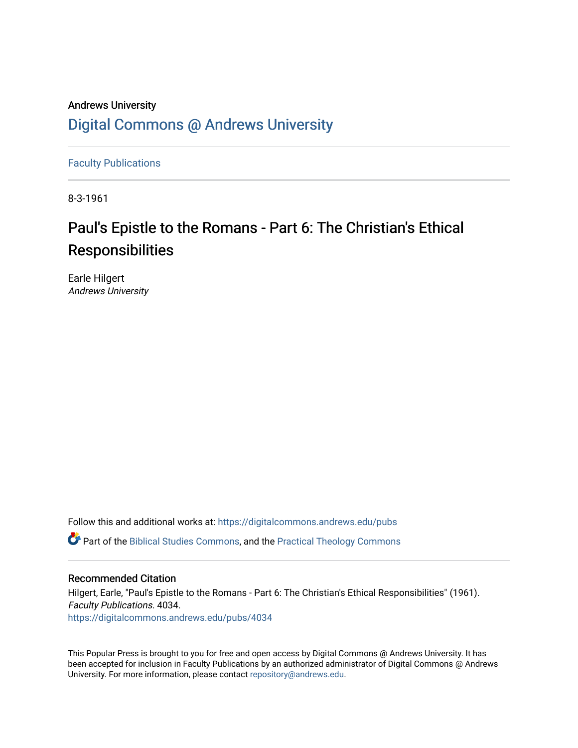Andrews University

# Digital Commons @ Andrews University

Faculty Publications

8-3-1961

## Paul's Epistle to the Romans - Part 6: The Christian's Ethical Responsibilities

Earle Hilgert
*Andrews University*

Follow this and additional works at: https://digitalcommons.andrews.edu/pubs

Part of the Biblical Studies Commons, and the Practical Theology Commons

### Recommended Citation

Hilgert, Earle, "Paul's Epistle to the Romans - Part 6: The Christian's Ethical Responsibilities" (1961). *Faculty Publications*. 4034.
https://digitalcommons.andrews.edu/pubs/4034

This Popular Press is brought to you for free and open access by Digital Commons @ Andrews University. It has been accepted for inclusion in Faculty Publications by an authorized administrator of Digital Commons @ Andrews University. For more information, please contact repository@andrews.edu.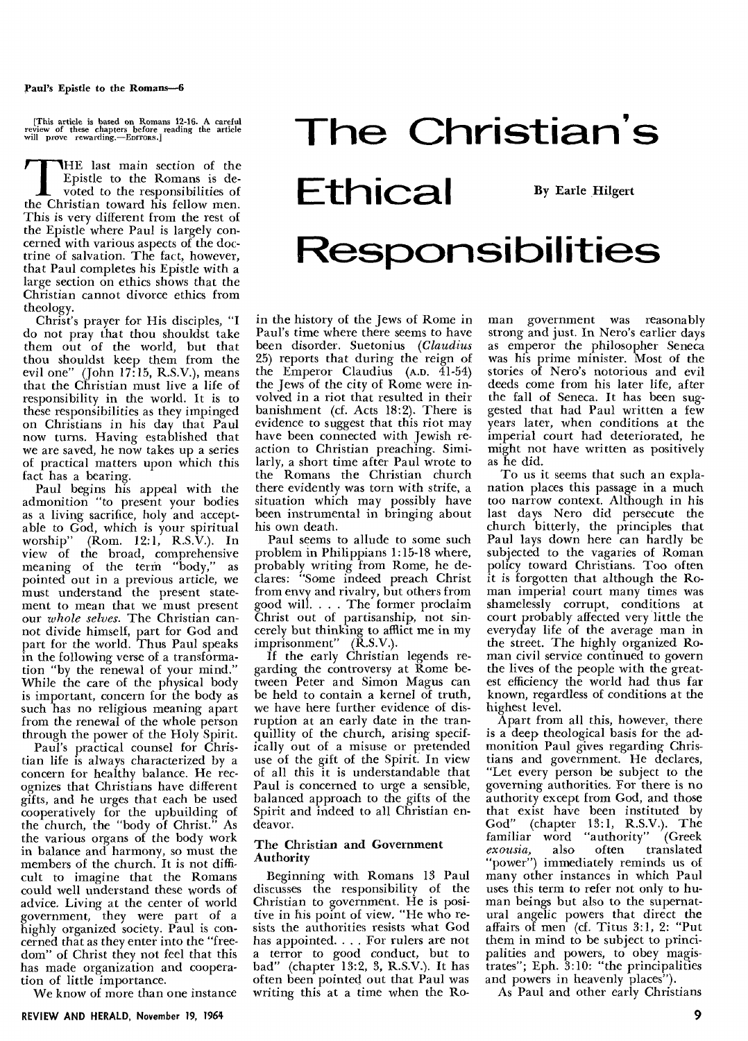[This article is based on Romans 12-16. A careful review of these chapters before reading the article will prove rewarding.—EDITORS.]

# The Christian's Ethical Responsibilities

By Earle Hilgert

THE last main section of the Epistle to the Romans is devoted to the responsibilities of the Christian toward his fellow men. This is very different from the rest of the Epistle where Paul is largely concerned with various aspects of the doctrine of salvation. The fact, however, that Paul completes his Epistle with a large section on ethics shows that the Christian cannot divorce ethics from theology.

Christ's prayer for His disciples, "I do not pray that thou shouldst take them out of the world, but that thou shouldst keep them from the evil one" (John 17:15, R.S.V.), means that the Christian must live a life of responsibility in the world. It is to these responsibilities as they impinged on Christians in his day that Paul now turns. Having established that we are saved, he now takes up a series of practical matters upon which this fact has a bearing.

Paul begins his appeal with the admonition "to present your bodies as a living sacrifice, holy and acceptable to God, which is your spiritual worship" (Rom. 12:1, R.S.V.). In view of the broad, comprehensive meaning of the term "body," as pointed out in a previous article, we must understand the present statement to mean that we must present our *whole selves*. The Christian cannot divide himself, part for God and part for the world. Thus Paul speaks in the following verse of a transformation "by the renewal of your mind." While the care of the physical body is important, concern for the body as such has no religious meaning apart from the renewal of the whole person through the power of the Holy Spirit.

Paul's practical counsel for Christian life is always characterized by a concern for healthy balance. He recognizes that Christians have different gifts, and he urges that each be used cooperatively for the upbuilding of the church, the "body of Christ." As the various organs of the body work in balance and harmony, so must the members of the church. It is not difficult to imagine that the Romans could well understand these words of advice. Living at the center of world government, they were part of a highly organized society. Paul is concerned that as they enter into the "freedom" of Christ they not feel that this has made organization and cooperation of little importance.

We know of more than one instance in the history of the Jews of Rome in Paul's time where there seems to have been disorder. Suetonius (*Claudius* 25) reports that during the reign of the Emperor Claudius (A.D. 41-54) the Jews of the city of Rome were involved in a riot that resulted in their banishment (cf. Acts 18:2). There is evidence to suggest that this riot may have been connected with Jewish reaction to Christian preaching. Similarly, a short time after Paul wrote to the Romans the Christian church there evidently was torn with strife, a situation which may possibly have been instrumental in bringing about his own death.

Paul seems to allude to some such problem in Philippians 1:15-18 where, probably writing from Rome, he declares: "Some indeed preach Christ from envy and rivalry, but others from good will. . . . The former proclaim Christ out of partisanship, not sincerely but thinking to afflict me in my imprisonment" (R.S.V.).

If the early Christian legends regarding the controversy at Rome between Peter and Simon Magus can be held to contain a kernel of truth, we have here further evidence of disruption at an early date in the tranquillity of the church, arising specifically out of a misuse or pretended use of the gift of the Spirit. In view of all this it is understandable that Paul is concerned to urge a sensible, balanced approach to the gifts of the Spirit and indeed to all Christian endeavor.

## The Christian and Government Authority

Beginning with Romans 13 Paul discusses the responsibility of the Christian to government. He is positive in his point of view. "He who resists the authorities resists what God has appointed. . . . For rulers are not a terror to good conduct, but to bad" (chapter 13:2, 3, R.S.V.). It has often been pointed out that Paul was writing this at a time when the Roman government was reasonably strong and just. In Nero's earlier days as emperor the philosopher Seneca was his prime minister. Most of the stories of Nero's notorious and evil deeds come from his later life, after the fall of Seneca. It has been suggested that had Paul written a few years later, when conditions at the imperial court had deteriorated, he might not have written as positively as he did.

To us it seems that such an explanation places this passage in a much too narrow context. Although in his last days Nero did persecute the church bitterly, the principles that Paul lays down here can hardly be subjected to the vagaries of Roman policy toward Christians. Too often it is forgotten that although the Roman imperial court many times was shamelessly corrupt, conditions at court probably affected very little the everyday life of the average man in the street. The highly organized Roman civil service continued to govern the lives of the people with the greatest efficiency the world had thus far known, regardless of conditions at the highest level.

Apart from all this, however, there is a deep theological basis for the admonition Paul gives regarding Christians and government. He declares, "Let every person be subject to the governing authorities. For there is no authority except from God, and those that exist have been instituted by God" (chapter 13:1, R.S.V.). The familiar word "authority" (Greek *exousia*, also often translated "power") immediately reminds us of many other instances in which Paul uses this term to refer not only to human beings but also to the supernatural angelic powers that direct the affairs of men (cf. Titus 3:1, 2: "Put them in mind to be subject to principalities and powers, to obey magistrates"; Eph. 3:10: "the principalities and powers in heavenly places").

As Paul and other early Christians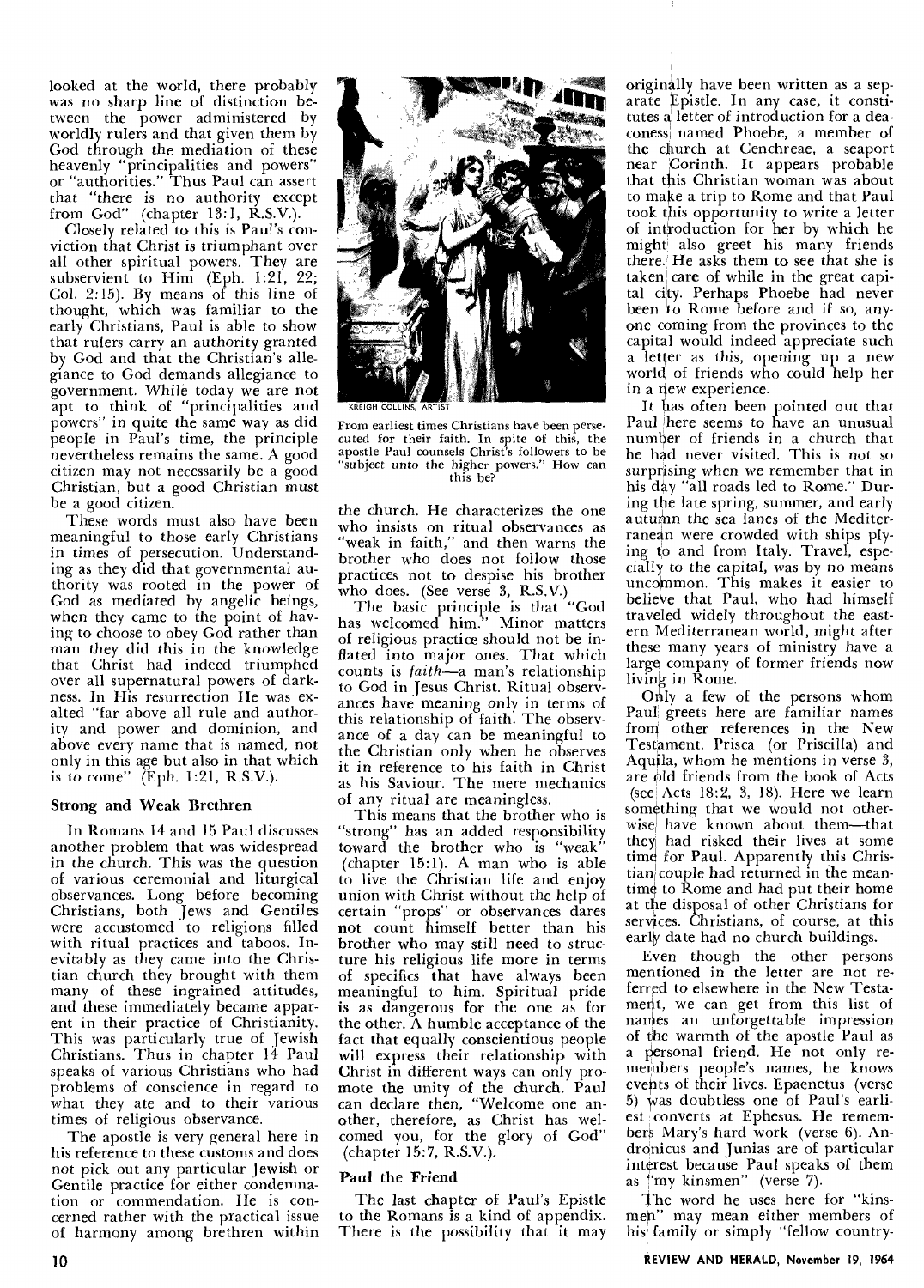looked at the world, there probably was no sharp line of distinction between the power administered by worldly rulers and that given them by God through the mediation of these heavenly "principalities and powers" or "authorities." Thus Paul can assert that "there is no authority except from God" (chapter 13:1, R.S.V.).

Closely related to this is Paul's conviction that Christ is triumphant over all other spiritual powers. They are subservient to Him (Eph. 1:21, 22; Col. 2:15). By means of this line of thought, which was familiar to the early Christians, Paul is able to show that rulers carry an authority granted by God and that the Christian's allegiance to God demands allegiance to government. While today we are not apt to think of "principalities and powers" in quite the same way as did people in Paul's time, the principle nevertheless remains the same. A good citizen may not necessarily be a good Christian, but a good Christian must be a good citizen.

These words must also have been meaningful to those early Christians in times of persecution. Understanding as they did that governmental authority was rooted in the power of God as mediated by angelic beings, when they came to the point of having to choose to obey God rather than man they did this in the knowledge that Christ had indeed triumphed over all supernatural powers of darkness. In His resurrection He was exalted "far above all rule and authority and power and dominion, and above every name that is named, not only in this age but also in that which is to come" (Eph. 1:21, R.S.V.).

### Strong and Weak Brethren

In Romans 14 and 15 Paul discusses another problem that was widespread in the church. This was the question of various ceremonial and liturgical observances. Long before becoming Christians, both Jews and Gentiles were accustomed to religions filled with ritual practices and taboos. Inevitably as they came into the Christian church they brought with them many of these ingrained attitudes, and these immediately became apparent in their practice of Christianity. This was particularly true of Jewish Christians. Thus in chapter 14 Paul speaks of various Christians who had problems of conscience in regard to what they ate and to their various times of religious observance.

The apostle is very general here in his reference to these customs and does not pick out any particular Jewish or Gentile practice for either condemnation or commendation. He is concerned rather with the practical issue of harmony among brethren within the church. He characterizes the one who insists on ritual observances as "weak in faith," and then warns the brother who does not follow those practices not to despise his brother who does. (See verse 3, R.S.V.)

KREIGH COLLINS, ARTIST

From earliest times Christians have been persecuted for their faith. In spite of this, the apostle Paul counsels Christ's followers to be "subject unto the higher powers." How can this be?

The basic principle is that "God has welcomed him." Minor matters of religious practice should not be inflated into major ones. That which counts is *faith*—a man's relationship to God in Jesus Christ. Ritual observances have meaning only in terms of this relationship of faith. The observance of a day can be meaningful to the Christian only when he observes it in reference to his faith in Christ as his Saviour. The mere mechanics of any ritual are meaningless.

This means that the brother who is "strong" has an added responsibility toward the brother who is "weak" (chapter 15:1). A man who is able to live the Christian life and enjoy union with Christ without the help of certain "props" or observances dares not count himself better than his brother who may still need to structure his religious life more in terms of specifics that have always been meaningful to him. Spiritual pride is as dangerous for the one as for the other. A humble acceptance of the fact that equally conscientious people will express their relationship with Christ in different ways can only promote the unity of the church. Paul can declare then, "Welcome one another, therefore, as Christ has welcomed you, for the glory of God" (chapter 15:7, R.S.V.).

### Paul the Friend

The last chapter of Paul's Epistle to the Romans is a kind of appendix. There is the possibility that it may originally have been written as a separate Epistle. In any case, it constitutes a letter of introduction for a deaconess named Phoebe, a member of the church at Cenchreae, a seaport near Corinth. It appears probable that this Christian woman was about to make a trip to Rome and that Paul took this opportunity to write a letter of introduction for her by which he might also greet his many friends there. He asks them to see that she is taken care of while in the great capital city. Perhaps Phoebe had never been to Rome before and if so, anyone coming from the provinces to the capital would indeed appreciate such a letter as this, opening up a new world of friends who could help her in a new experience.

It has often been pointed out that Paul here seems to have an unusual number of friends in a church that he had never visited. This is not so surprising when we remember that in his day "all roads led to Rome." During the late spring, summer, and early autumn the sea lanes of the Mediterranean were crowded with ships plying to and from Italy. Travel, especially to the capital, was by no means uncommon. This makes it easier to believe that Paul, who had himself traveled widely throughout the eastern Mediterranean world, might after these many years of ministry have a large company of former friends now living in Rome.

Only a few of the persons whom Paul greets here are familiar names from other references in the New Testament. Prisca (or Priscilla) and Aquila, whom he mentions in verse 3, are old friends from the book of Acts (see Acts 18:2, 3, 18). Here we learn something that we would not otherwise have known about them—that they had risked their lives at some time for Paul. Apparently this Christian couple had returned in the meantime to Rome and had put their home at the disposal of other Christians for services. Christians, of course, at this early date had no church buildings.

Even though the other persons mentioned in the letter are not referred to elsewhere in the New Testament, we can get from this list of names an unforgettable impression of the warmth of the apostle Paul as a personal friend. He not only remembers people's names, he knows events of their lives. Epaenetus (verse 5) was doubtless one of Paul's earliest converts at Ephesus. He remembers Mary's hard work (verse 6). Andronicus and Junias are of particular interest because Paul speaks of them as "my kinsmen" (verse 7).

The word he uses here for "kinsmen" may mean either members of his family or simply "fellow country-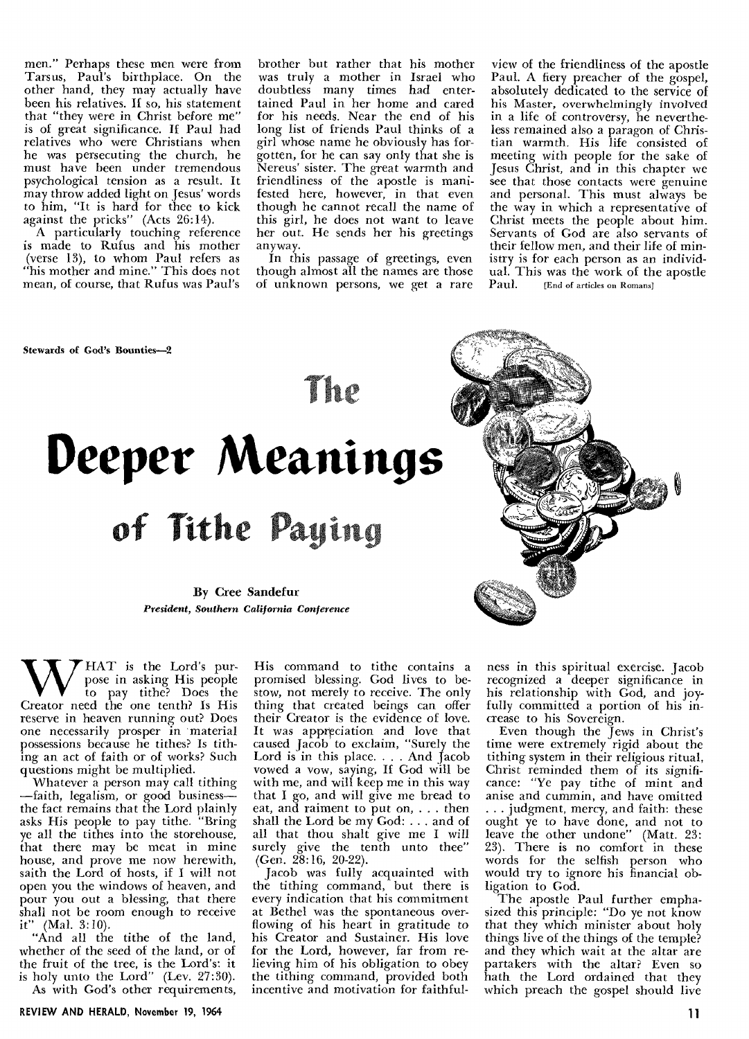men." Perhaps these men were from Tarsus, Paul's birthplace. On the other hand, they may actually have been his relatives. If so, his statement that "they were in Christ before me" is of great significance. If Paul had relatives who were Christians when he was persecuting the church, he must have been under tremendous psychological tension as a result. It may throw added light on Jesus' words to him, "It is hard for thee to kick against the pricks" (Acts 26:14).

A particularly touching reference is made to Rufus and his mother (verse 13), to whom Paul refers as "his mother and mine." This does not mean, of course, that Rufus was Paul's brother but rather that his mother was truly a mother in Israel who doubtless many times had entertained Paul in her home and cared for his needs. Near the end of his long list of friends Paul thinks of a girl whose name he obviously has forgotten, for he can say only that she is Nereus' sister. The great warmth and friendliness of the apostle is manifested here, however, in that even though he cannot recall the name of this girl, he does not want to leave her out. He sends her his greetings anyway.

In this passage of greetings, even though almost all the names are those of unknown persons, we get a rare view of the friendliness of the apostle Paul. A fiery preacher of the gospel, absolutely dedicated to the service of his Master, overwhelmingly involved in a life of controversy, he nevertheless remained also a paragon of Christian warmth. His life consisted of meeting with people for the sake of Jesus Christ, and in this chapter we see that those contacts were genuine and personal. This must always be the way in which a representative of Christ meets the people about him. Servants of God are also servants of their fellow men, and their life of ministry is for each person as an individual. This was the work of the apostle Paul. [End of articles on Romans]

**Stewards of God's Bounties—2**

# The Deeper Meanings of Tithe Paying

**By Cree Sandefur**

***President, Southern California Conference***

WHAT is the Lord's purpose in asking His people to pay tithe? Does the Creator need the one tenth? Is His reserve in heaven running out? Does one necessarily prosper in material possessions because he tithes? Is tithing an act of faith or of works? Such questions might be multiplied.

Whatever a person may call tithing—faith, legalism, or good business—the fact remains that the Lord plainly asks His people to pay tithe. "Bring ye all the tithes into the storehouse, that there may be meat in mine house, and prove me now herewith, saith the Lord of hosts, if I will not open you the windows of heaven, and pour you out a blessing, that there shall not be room enough to receive it" (Mal. 3:10).

"And all the tithe of the land, whether of the seed of the land, or of the fruit of the tree, is the Lord's: it is holy unto the Lord" (Lev. 27:30).

As with God's other requirements, His command to tithe contains a promised blessing. God lives to bestow, not merely to receive. The only thing that created beings can offer their Creator is the evidence of love. It was appreciation and love that caused Jacob to exclaim, "Surely the Lord is in this place. . . . And Jacob vowed a vow, saying, If God will be with me, and will keep me in this way that I go, and will give me bread to eat, and raiment to put on, . . . then shall the Lord be my God: . . . and of all that thou shalt give me I will surely give the tenth unto thee" (Gen. 28:16, 20-22).

Jacob was fully acquainted with the tithing command, but there is every indication that his commitment at Bethel was the spontaneous overflowing of his heart in gratitude to his Creator and Sustainer. His love for the Lord, however, far from relieving him of his obligation to obey the tithing command, provided both incentive and motivation for faithfulness in this spiritual exercise. Jacob recognized a deeper significance in his relationship with God, and joyfully committed a portion of his increase to his Sovereign.

Even though the Jews in Christ's time were extremely rigid about the tithing system in their religious ritual, Christ reminded them of its significance: "Ye pay tithe of mint and anise and cummin, and have omitted . . . judgment, mercy, and faith: these ought ye to have done, and not to leave the other undone" (Matt. 23:23). There is no comfort in these words for the selfish person who would try to ignore his financial obligation to God.

The apostle Paul further emphasized this principle: "Do ye not know that they which minister about holy things live of the things of the temple? and they which wait at the altar are partakers with the altar? Even so hath the Lord ordained that they which preach the gospel should live